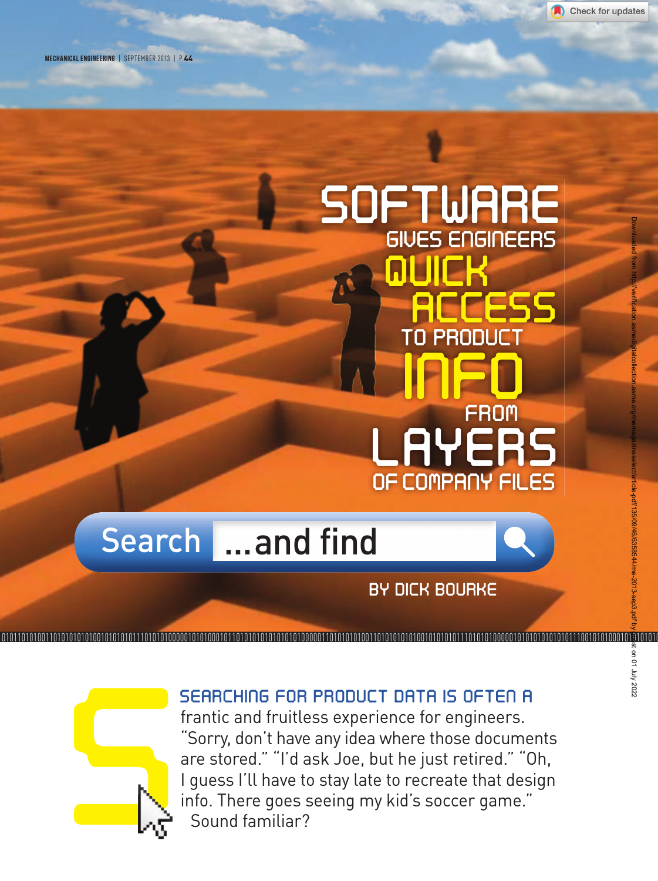# SOFTWARE GIVES ENGINEERS QUICK ACCESS TO PRODUCT INFO FROM LAYERS OF COMPANY FILES

Search ...and find

BY DICK BOURKE

SEARCHING FOR PRODUCT DATA IS OFTEN A frantic and fruitless experience for engineers. “Sorry, don’t have any idea where those documents are stored.” “I’d ask Joe, but he just retired.” “Oh, I guess I’ll have to stay late to recreate that design info. There goes seeing my kid’s soccer game.”

Sound familiar?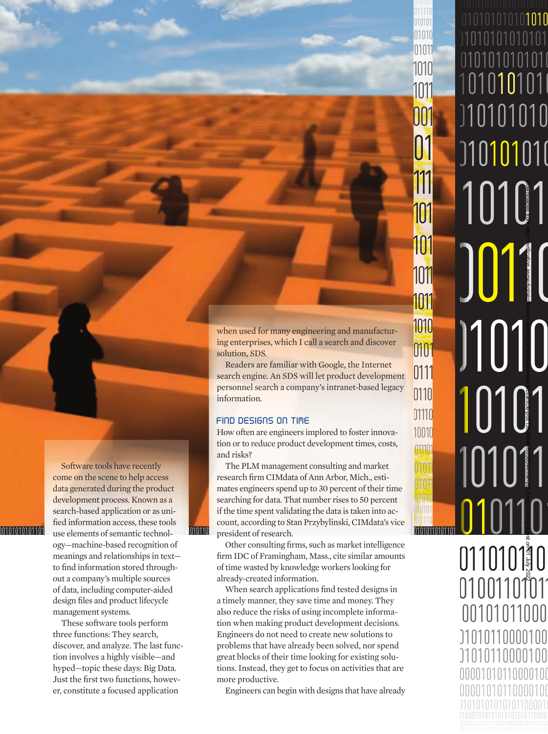Software tools have recently come on the scene to help access data generated during the product development process. Known as a search-based application or as unified information access, these tools use elements of semantic technology—machine-based recognition of meanings and relationships in text—to find information stored throughout a company's multiple sources of data, including computer-aided design files and product lifecycle management systems.

These software tools perform three functions: They search, discover, and analyze. The last function involves a highly visible—and hyped—topic these days: Big Data. Just the first two functions, however, constitute a focused application when used for many engineering and manufacturing enterprises, which I call a search and discover solution, SDS.

Readers are familiar with Google, the Internet search engine. An SDS will let product development personnel search a company's intranet-based legacy information.

### Find Designs on Time

How often are engineers implored to foster innovation or to reduce product development times, costs, and risks?

The PLM management consulting and market research firm CIMdata of Ann Arbor, Mich., estimates engineers spend up to 30 percent of their time searching for data. That number rises to 50 percent if the time spent validating the data is taken into account, according to Stan Przybylinski, CIMdata's vice president of research.

Other consulting firms, such as market intelligence firm IDC of Framingham, Mass., cite similar amounts of time wasted by knowledge workers looking for already-created information.

When search applications find tested designs in a timely manner, they save time and money. They also reduce the risks of using incomplete information when making product development decisions. Engineers do not need to create new solutions to problems that have already been solved, nor spend great blocks of their time looking for existing solutions. Instead, they get to focus on activities that are more productive.

Engineers can begin with designs that have already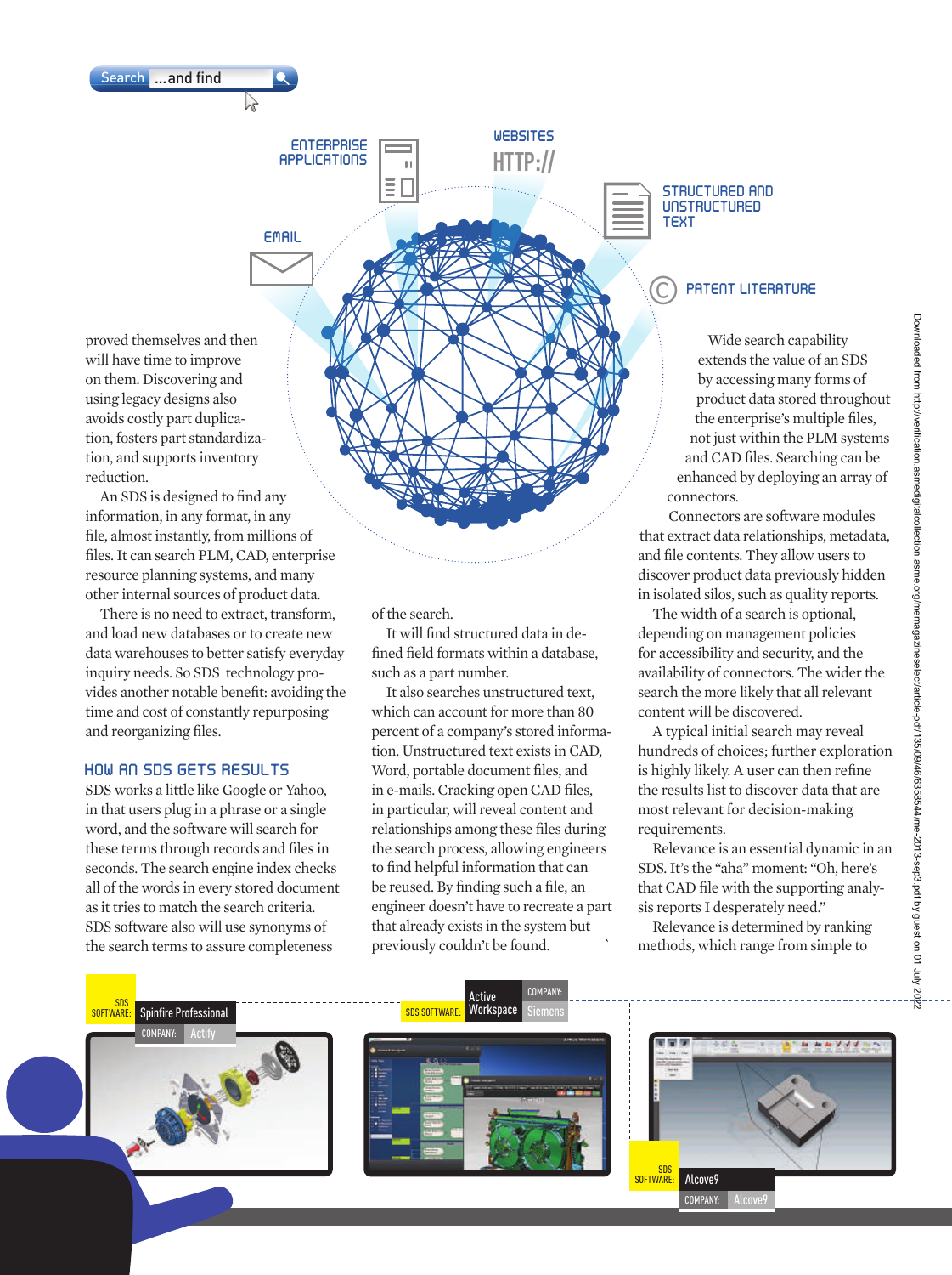Search ...and find

ENTERPRISE APPLICATIONS

WEBSITES HTTP://

STRUCTURED AND UNSTRUCTURED TEXT

EMAIL

PATENT LITERATURE

proved themselves and then will have time to improve on them. Discovering and using legacy designs also avoids costly part duplication, fosters part standardization, and supports inventory reduction.

An SDS is designed to find any information, in any format, in any file, almost instantly, from millions of files. It can search PLM, CAD, enterprise resource planning systems, and many other internal sources of product data.

There is no need to extract, transform, and load new databases or to create new data warehouses to better satisfy everyday inquiry needs. So SDS technology provides another notable benefit: avoiding the time and cost of constantly repurposing and reorganizing files.

### HOW AN SDS GETS RESULTS

SDS works a little like Google or Yahoo, in that users plug in a phrase or a single word, and the software will search for these terms through records and files in seconds. The search engine index checks all of the words in every stored document as it tries to match the search criteria. SDS software also will use synonyms of the search terms to assure completeness of the search.

It will find structured data in defined field formats within a database, such as a part number.

It also searches unstructured text, which can account for more than 80 percent of a company's stored information. Unstructured text exists in CAD, Word, portable document files, and in e-mails. Cracking open CAD files, in particular, will reveal content and relationships among these files during the search process, allowing engineers to find helpful information that can be reused. By finding such a file, an engineer doesn't have to recreate a part that already exists in the system but previously couldn't be found.

Wide search capability extends the value of an SDS by accessing many forms of product data stored throughout the enterprise's multiple files, not just within the PLM systems and CAD files. Searching can be enhanced by deploying an array of connectors.

Connectors are software modules that extract data relationships, metadata, and file contents. They allow users to discover product data previously hidden in isolated silos, such as quality reports.

The width of a search is optional, depending on management policies for accessibility and security, and the availability of connectors. The wider the search the more likely that all relevant content will be discovered.

A typical initial search may reveal hundreds of choices; further exploration is highly likely. A user can then refine the results list to discover data that are most relevant for decision-making requirements.

Relevance is an essential dynamic in an SDS. It's the "aha" moment: "Oh, here's that CAD file with the supporting analysis reports I desperately need."

Relevance is determined by ranking methods, which range from simple to

SDS SOFTWARE: Spinfire Professional COMPANY: Actify

SDS SOFTWARE: Active Workspace COMPANY: Siemens

SDS SOFTWARE: Alcove9 COMPANY: Alcove9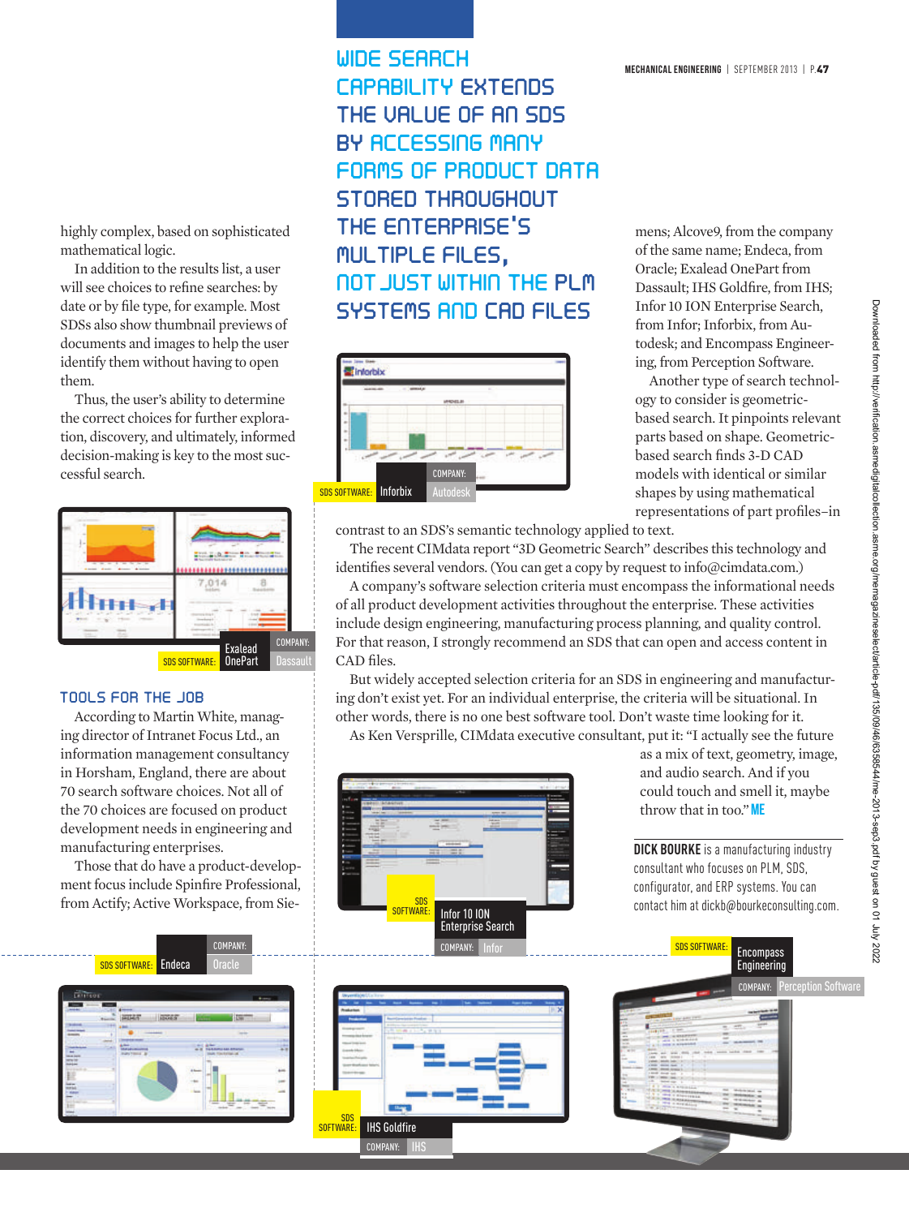highly complex, based on sophisticated mathematical logic.

In addition to the results list, a user will see choices to refine searches: by date or by file type, for example. Most SDSs also show thumbnail previews of documents and images to help the user identify them without having to open them.

Thus, the user's ability to determine the correct choices for further exploration, discovery, and ultimately, informed decision-making is key to the most successful search.

SDS SOFTWARE: Exalead OnePart COMPANY: Dassault

## TOOLS FOR THE JOB

According to Martin White, managing director of Intranet Focus Ltd., an information management consultancy in Horsham, England, there are about 70 search software choices. Not all of the 70 choices are focused on product development needs in engineering and manufacturing enterprises.

Those that do have a product-development focus include Spinfire Professional, from Actify; Active Workspace, from Siemens; Alcove9, from the company of the same name; Endeca, from Oracle; Exalead OnePart from Dassault; IHS Goldfire, from IHS; Infor 10 ION Enterprise Search, from Infor; Inforbix, from Autodesk; and Encompass Engineering, from Perception Software.

Another type of search technology to consider is geometric-based search. It pinpoints relevant parts based on shape. Geometric-based search finds 3-D CAD models with identical or similar shapes by using mathematical representations of part profiles–in contrast to an SDS's semantic technology applied to text.

**WIDE SEARCH CAPABILITY EXTENDS THE VALUE OF AN SDS BY ACCESSING MANY FORMS OF PRODUCT DATA STORED THROUGHOUT THE ENTERPRISE'S MULTIPLE FILES, NOT JUST WITHIN THE PLM SYSTEMS AND CAD FILES**

SDS SOFTWARE: Inforbix COMPANY: Autodesk

The recent CIMdata report "3D Geometric Search" describes this technology and identifies several vendors. (You can get a copy by request to info@cimdata.com.)

A company's software selection criteria must encompass the informational needs of all product development activities throughout the enterprise. These activities include design engineering, manufacturing process planning, and quality control. For that reason, I strongly recommend an SDS that can open and access content in CAD files.

But widely accepted selection criteria for an SDS in engineering and manufacturing don't exist yet. For an individual enterprise, the criteria will be situational. In other words, there is no one best software tool. Don't waste time looking for it.

As Ken Versprille, CIMdata executive consultant, put it: "I actually see the future as a mix of text, geometry, image, and audio search. And if you could touch and smell it, maybe throw that in too." **ME**

SDS SOFTWARE: Infor 10 ION Enterprise Search COMPANY: Infor

**DICK BOURKE** is a manufacturing industry consultant who focuses on PLM, SDS, configurator, and ERP systems. You can contact him at dickb@bourkeconsulting.com.

SDS SOFTWARE: Endeca COMPANY: Oracle

SDS SOFTWARE: IHS Goldfire COMPANY: IHS

SDS SOFTWARE: Encompass Engineering COMPANY: Perception Software